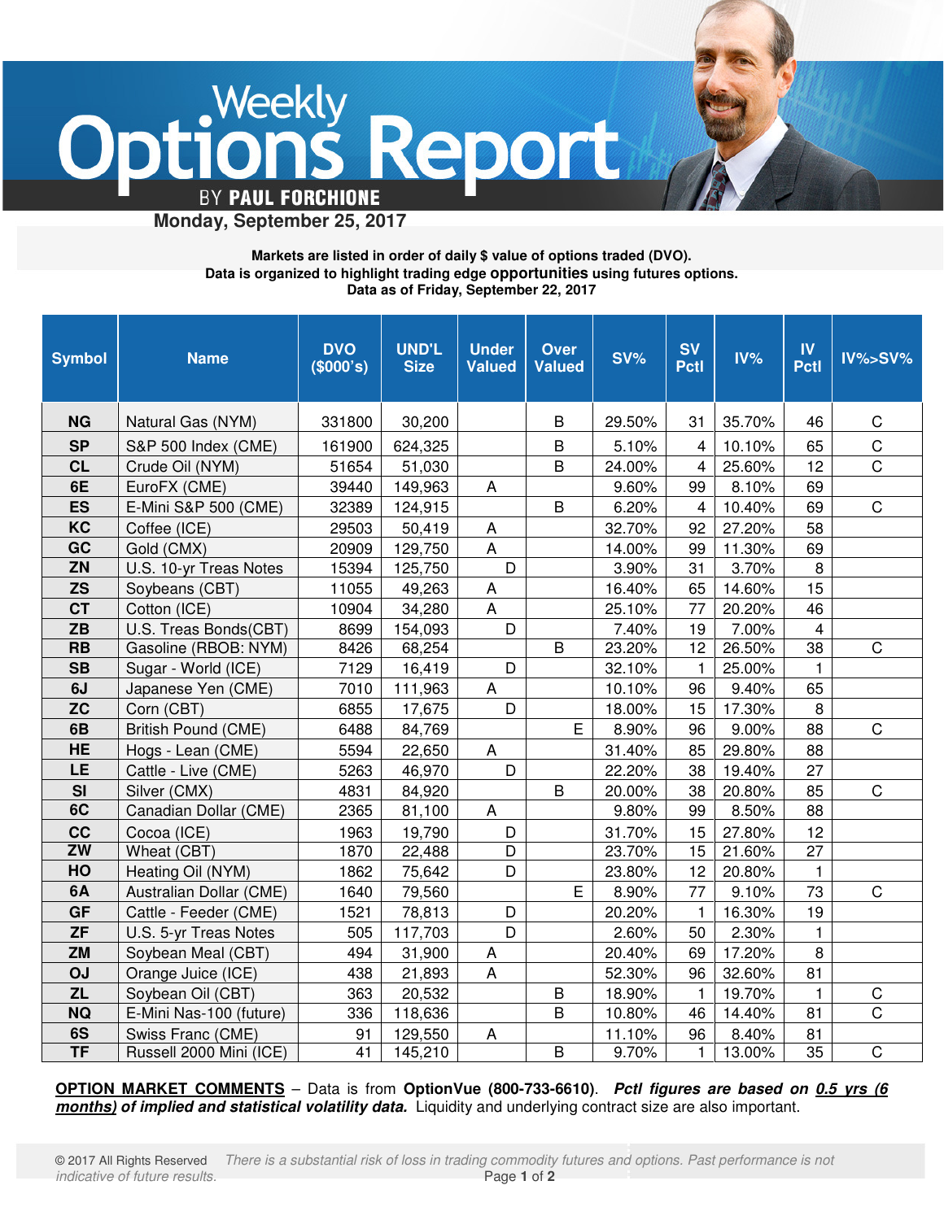# Weekly Options Report

BY PAUL FORCHIONE

**Monday, September 25, 2017**

**Markets are listed in order of daily $ value of options traded (DVO).**
**Data is organized to highlight trading edge opportunities using futures options.**
**Data as of Friday, September 22, 2017**

| Symbol | Name | DVO ($000's) | UND'L Size | Under Valued | Over Valued | SV% | SV Pctl | IV% | IV Pctl | IV%>SV% |
|---|---|---|---|---|---|---|---|---|---|---|
| NG | Natural Gas (NYM) | 331800 | 30,200 | | B | 29.50% | 31 | 35.70% | 46 | C |
| SP | S&P 500 Index (CME) | 161900 | 624,325 | | B | 5.10% | 4 | 10.10% | 65 | C |
| CL | Crude Oil (NYM) | 51654 | 51,030 | | B | 24.00% | 4 | 25.60% | 12 | C |
| 6E | EuroFX (CME) | 39440 | 149,963 | A | | 9.60% | 99 | 8.10% | 69 | |
| ES | E-Mini S&P 500 (CME) | 32389 | 124,915 | | B | 6.20% | 4 | 10.40% | 69 | C |
| KC | Coffee (ICE) | 29503 | 50,419 | A | | 32.70% | 92 | 27.20% | 58 | |
| GC | Gold (CMX) | 20909 | 129,750 | A | | 14.00% | 99 | 11.30% | 69 | |
| ZN | U.S. 10-yr Treas Notes | 15394 | 125,750 | D | | 3.90% | 31 | 3.70% | 8 | |
| ZS | Soybeans (CBT) | 11055 | 49,263 | A | | 16.40% | 65 | 14.60% | 15 | |
| CT | Cotton (ICE) | 10904 | 34,280 | A | | 25.10% | 77 | 20.20% | 46 | |
| ZB | U.S. Treas Bonds(CBT) | 8699 | 154,093 | D | | 7.40% | 19 | 7.00% | 4 | |
| RB | Gasoline (RBOB: NYM) | 8426 | 68,254 | | B | 23.20% | 12 | 26.50% | 38 | C |
| SB | Sugar - World (ICE) | 7129 | 16,419 | D | | 32.10% | 1 | 25.00% | 1 | |
| 6J | Japanese Yen (CME) | 7010 | 111,963 | A | | 10.10% | 96 | 9.40% | 65 | |
| ZC | Corn (CBT) | 6855 | 17,675 | D | | 18.00% | 15 | 17.30% | 8 | |
| 6B | British Pound (CME) | 6488 | 84,769 | | E | 8.90% | 96 | 9.00% | 88 | C |
| HE | Hogs - Lean (CME) | 5594 | 22,650 | A | | 31.40% | 85 | 29.80% | 88 | |
| LE | Cattle - Live (CME) | 5263 | 46,970 | D | | 22.20% | 38 | 19.40% | 27 | |
| SI | Silver (CMX) | 4831 | 84,920 | | B | 20.00% | 38 | 20.80% | 85 | C |
| 6C | Canadian Dollar (CME) | 2365 | 81,100 | A | | 9.80% | 99 | 8.50% | 88 | |
| CC | Cocoa (ICE) | 1963 | 19,790 | D | | 31.70% | 15 | 27.80% | 12 | |
| ZW | Wheat (CBT) | 1870 | 22,488 | D | | 23.70% | 15 | 21.60% | 27 | |
| HO | Heating Oil (NYM) | 1862 | 75,642 | D | | 23.80% | 12 | 20.80% | 1 | |
| 6A | Australian Dollar (CME) | 1640 | 79,560 | | E | 8.90% | 77 | 9.10% | 73 | C |
| GF | Cattle - Feeder (CME) | 1521 | 78,813 | D | | 20.20% | 1 | 16.30% | 19 | |
| ZF | U.S. 5-yr Treas Notes | 505 | 117,703 | D | | 2.60% | 50 | 2.30% | 1 | |
| ZM | Soybean Meal (CBT) | 494 | 31,900 | A | | 20.40% | 69 | 17.20% | 8 | |
| OJ | Orange Juice (ICE) | 438 | 21,893 | A | | 52.30% | 96 | 32.60% | 81 | |
| ZL | Soybean Oil (CBT) | 363 | 20,532 | | B | 18.90% | 1 | 19.70% | 1 | C |
| NQ | E-Mini Nas-100 (future) | 336 | 118,636 | | B | 10.80% | 46 | 14.40% | 81 | C |
| 6S | Swiss Franc (CME) | 91 | 129,550 | A | | 11.10% | 96 | 8.40% | 81 | |
| TF | Russell 2000 Mini (ICE) | 41 | 145,210 | | B | 9.70% | 1 | 13.00% | 35 | C |

**OPTION MARKET COMMENTS** – Data is from **OptionVue (800-733-6610)**. ***Pctl figures are based on 0.5 yrs (6 months) of implied and statistical volatility data.*** Liquidity and underlying contract size are also important.

© 2017 All Rights Reserved *There is a substantial risk of loss in trading commodity futures and options. Past performance is not indicative of future results.*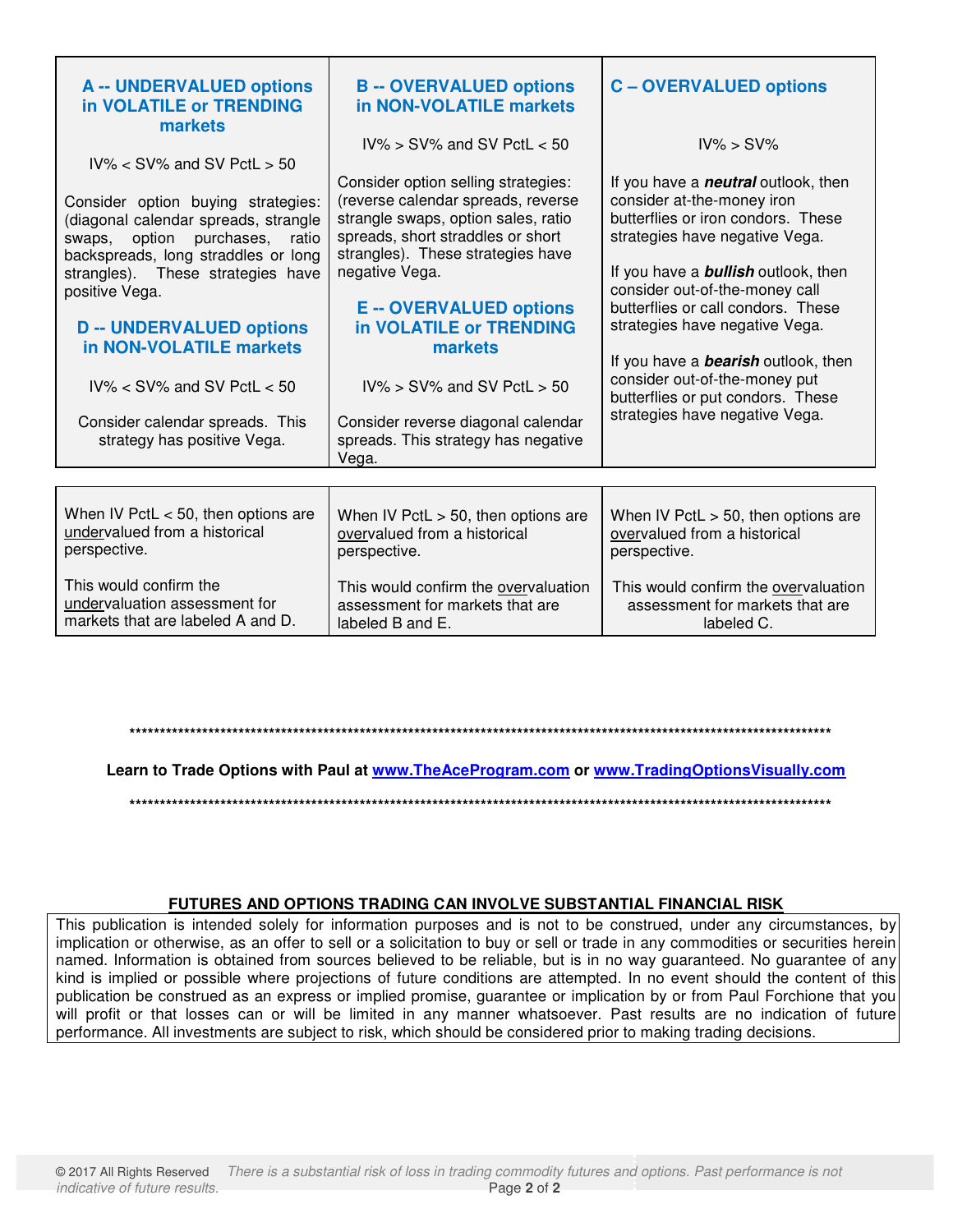| | | |
|---|---|---|
| **A -- UNDERVALUED options in VOLATILE or TRENDING markets**<br><br>IV% < SV% and SV PctL > 50<br><br>Consider option buying strategies: (diagonal calendar spreads, strangle swaps, option purchases, ratio backspreads, long straddles or long strangles). These strategies have positive Vega.<br><br>**D -- UNDERVALUED options in NON-VOLATILE markets**<br><br>IV% < SV% and SV PctL < 50<br><br>Consider calendar spreads. This strategy has positive Vega. | **B -- OVERVALUED options in NON-VOLATILE markets**<br><br>IV% > SV% and SV PctL < 50<br><br>Consider option selling strategies: (reverse calendar spreads, reverse strangle swaps, option sales, ratio spreads, short straddles or short strangles). These strategies have negative Vega.<br><br>**E -- OVERVALUED options in VOLATILE or TRENDING markets**<br><br>IV% > SV% and SV PctL > 50<br><br>Consider reverse diagonal calendar spreads. This strategy has negative Vega. | **C – OVERVALUED options**<br><br>IV% > SV%<br><br>If you have a ***neutral*** outlook, then consider at-the-money iron butterflies or iron condors. These strategies have negative Vega.<br><br>If you have a ***bullish*** outlook, then consider out-of-the-money call butterflies or call condors. These strategies have negative Vega.<br><br>If you have a ***bearish*** outlook, then consider out-of-the-money put butterflies or put condors. These strategies have negative Vega. |

| | | |
|---|---|---|
| When IV PctL < 50, then options are undervalued from a historical perspective.<br><br>This would confirm the undervaluation assessment for markets that are labeled A and D. | When IV PctL > 50, then options are overvalued from a historical perspective.<br><br>This would confirm the overvaluation assessment for markets that are labeled B and E. | When IV PctL > 50, then options are overvalued from a historical perspective.<br><br>This would confirm the overvaluation assessment for markets that are labeled C. |

---

**Learn to Trade Options with Paul at [www.TheAceProgram.com](http://www.TheAceProgram.com) or [www.TradingOptionsVisually.com](http://www.TradingOptionsVisually.com)**

---

**FUTURES AND OPTIONS TRADING CAN INVOLVE SUBSTANTIAL FINANCIAL RISK**

This publication is intended solely for information purposes and is not to be construed, under any circumstances, by implication or otherwise, as an offer to sell or a solicitation to buy or sell or trade in any commodities or securities herein named. Information is obtained from sources believed to be reliable, but is in no way guaranteed. No guarantee of any kind is implied or possible where projections of future conditions are attempted. In no event should the content of this publication be construed as an express or implied promise, guarantee or implication by or from Paul Forchione that you will profit or that losses can or will be limited in any manner whatsoever. Past results are no indication of future performance. All investments are subject to risk, which should be considered prior to making trading decisions.

© 2017 All Rights Reserved *There is a substantial risk of loss in trading commodity futures and options. Past performance is not indicative of future results.*